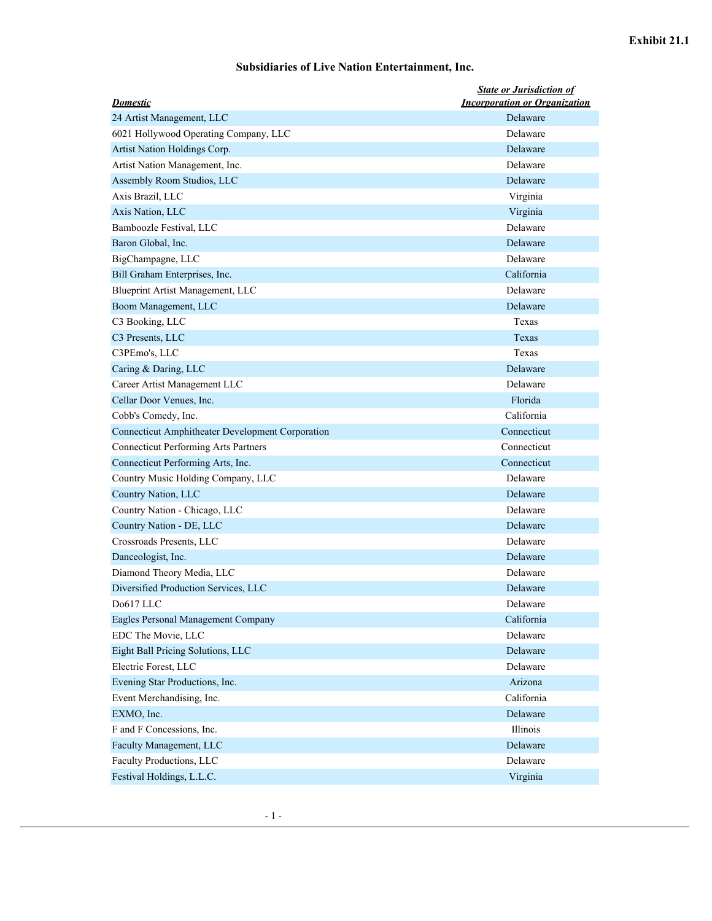Exhibit 21.1

# Subsidiaries of Live Nation Entertainment, Inc.

| ***Domestic*** | ***State or Jurisdiction of Incorporation or Organization*** |
|---|---|
| 24 Artist Management, LLC | Delaware |
| 6021 Hollywood Operating Company, LLC | Delaware |
| Artist Nation Holdings Corp. | Delaware |
| Artist Nation Management, Inc. | Delaware |
| Assembly Room Studios, LLC | Delaware |
| Axis Brazil, LLC | Virginia |
| Axis Nation, LLC | Virginia |
| Bamboozle Festival, LLC | Delaware |
| Baron Global, Inc. | Delaware |
| BigChampagne, LLC | Delaware |
| Bill Graham Enterprises, Inc. | California |
| Blueprint Artist Management, LLC | Delaware |
| Boom Management, LLC | Delaware |
| C3 Booking, LLC | Texas |
| C3 Presents, LLC | Texas |
| C3PEmo's, LLC | Texas |
| Caring & Daring, LLC | Delaware |
| Career Artist Management LLC | Delaware |
| Cellar Door Venues, Inc. | Florida |
| Cobb's Comedy, Inc. | California |
| Connecticut Amphitheater Development Corporation | Connecticut |
| Connecticut Performing Arts Partners | Connecticut |
| Connecticut Performing Arts, Inc. | Connecticut |
| Country Music Holding Company, LLC | Delaware |
| Country Nation, LLC | Delaware |
| Country Nation - Chicago, LLC | Delaware |
| Country Nation - DE, LLC | Delaware |
| Crossroads Presents, LLC | Delaware |
| Danceologist, Inc. | Delaware |
| Diamond Theory Media, LLC | Delaware |
| Diversified Production Services, LLC | Delaware |
| Do617 LLC | Delaware |
| Eagles Personal Management Company | California |
| EDC The Movie, LLC | Delaware |
| Eight Ball Pricing Solutions, LLC | Delaware |
| Electric Forest, LLC | Delaware |
| Evening Star Productions, Inc. | Arizona |
| Event Merchandising, Inc. | California |
| EXMO, Inc. | Delaware |
| F and F Concessions, Inc. | Illinois |
| Faculty Management, LLC | Delaware |
| Faculty Productions, LLC | Delaware |
| Festival Holdings, L.L.C. | Virginia |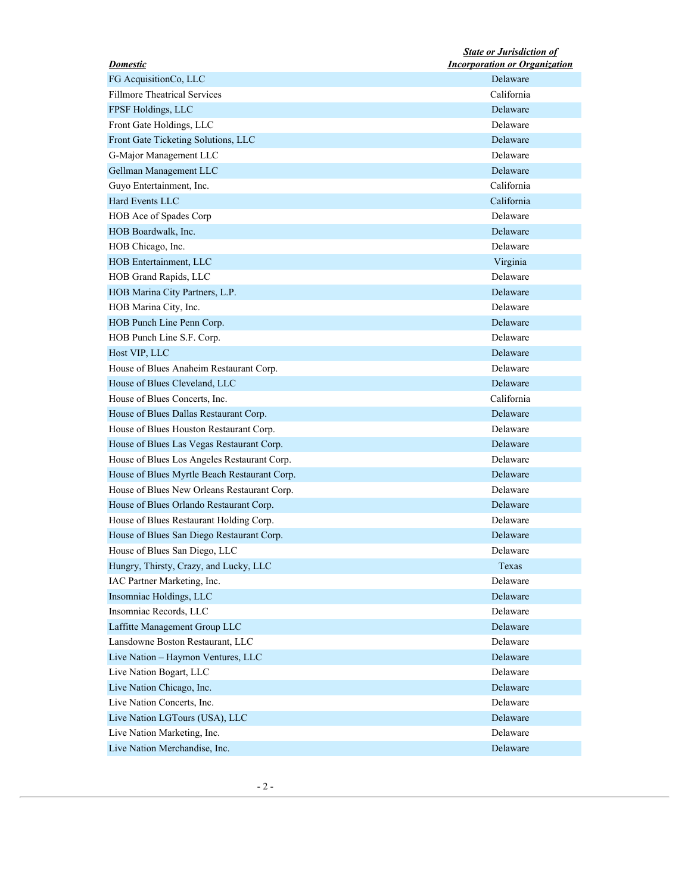| ***Domestic*** | ***State or Jurisdiction of Incorporation or Organization*** |
|---|---|
| FG AcquisitionCo, LLC | Delaware |
| Fillmore Theatrical Services | California |
| FPSF Holdings, LLC | Delaware |
| Front Gate Holdings, LLC | Delaware |
| Front Gate Ticketing Solutions, LLC | Delaware |
| G-Major Management LLC | Delaware |
| Gellman Management LLC | Delaware |
| Guyo Entertainment, Inc. | California |
| Hard Events LLC | California |
| HOB Ace of Spades Corp | Delaware |
| HOB Boardwalk, Inc. | Delaware |
| HOB Chicago, Inc. | Delaware |
| HOB Entertainment, LLC | Virginia |
| HOB Grand Rapids, LLC | Delaware |
| HOB Marina City Partners, L.P. | Delaware |
| HOB Marina City, Inc. | Delaware |
| HOB Punch Line Penn Corp. | Delaware |
| HOB Punch Line S.F. Corp. | Delaware |
| Host VIP, LLC | Delaware |
| House of Blues Anaheim Restaurant Corp. | Delaware |
| House of Blues Cleveland, LLC | Delaware |
| House of Blues Concerts, Inc. | California |
| House of Blues Dallas Restaurant Corp. | Delaware |
| House of Blues Houston Restaurant Corp. | Delaware |
| House of Blues Las Vegas Restaurant Corp. | Delaware |
| House of Blues Los Angeles Restaurant Corp. | Delaware |
| House of Blues Myrtle Beach Restaurant Corp. | Delaware |
| House of Blues New Orleans Restaurant Corp. | Delaware |
| House of Blues Orlando Restaurant Corp. | Delaware |
| House of Blues Restaurant Holding Corp. | Delaware |
| House of Blues San Diego Restaurant Corp. | Delaware |
| House of Blues San Diego, LLC | Delaware |
| Hungry, Thirsty, Crazy, and Lucky, LLC | Texas |
| IAC Partner Marketing, Inc. | Delaware |
| Insomniac Holdings, LLC | Delaware |
| Insomniac Records, LLC | Delaware |
| Laffitte Management Group LLC | Delaware |
| Lansdowne Boston Restaurant, LLC | Delaware |
| Live Nation – Haymon Ventures, LLC | Delaware |
| Live Nation Bogart, LLC | Delaware |
| Live Nation Chicago, Inc. | Delaware |
| Live Nation Concerts, Inc. | Delaware |
| Live Nation LGTours (USA), LLC | Delaware |
| Live Nation Marketing, Inc. | Delaware |
| Live Nation Merchandise, Inc. | Delaware |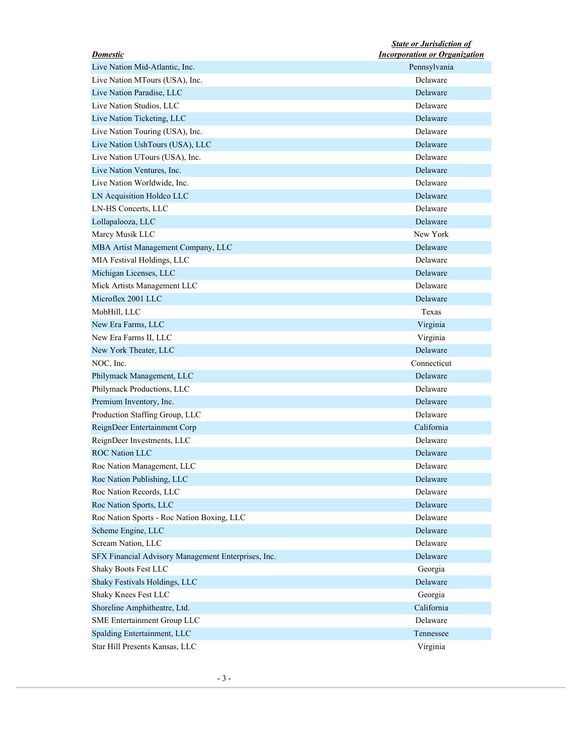| *Domestic* | *State or Jurisdiction of Incorporation or Organization* |
|---|---|
| Live Nation Mid-Atlantic, Inc. | Pennsylvania |
| Live Nation MTours (USA), Inc. | Delaware |
| Live Nation Paradise, LLC | Delaware |
| Live Nation Studios, LLC | Delaware |
| Live Nation Ticketing, LLC | Delaware |
| Live Nation Touring (USA), Inc. | Delaware |
| Live Nation UshTours (USA), LLC | Delaware |
| Live Nation UTours (USA), Inc. | Delaware |
| Live Nation Ventures, Inc. | Delaware |
| Live Nation Worldwide, Inc. | Delaware |
| LN Acquisition Holdco LLC | Delaware |
| LN-HS Concerts, LLC | Delaware |
| Lollapalooza, LLC | Delaware |
| Marcy Musik LLC | New York |
| MBA Artist Management Company, LLC | Delaware |
| MIA Festival Holdings, LLC | Delaware |
| Michigan Licenses, LLC | Delaware |
| Mick Artists Management LLC | Delaware |
| Microflex 2001 LLC | Delaware |
| MobHill, LLC | Texas |
| New Era Farms, LLC | Virginia |
| New Era Farms II, LLC | Virginia |
| New York Theater, LLC | Delaware |
| NOC, Inc. | Connecticut |
| Philymack Management, LLC | Delaware |
| Philymack Productions, LLC | Delaware |
| Premium Inventory, Inc. | Delaware |
| Production Staffing Group, LLC | Delaware |
| ReignDeer Entertainment Corp | California |
| ReignDeer Investments, LLC | Delaware |
| ROC Nation LLC | Delaware |
| Roc Nation Management, LLC | Delaware |
| Roc Nation Publishing, LLC | Delaware |
| Roc Nation Records, LLC | Delaware |
| Roc Nation Sports, LLC | Delaware |
| Roc Nation Sports - Roc Nation Boxing, LLC | Delaware |
| Scheme Engine, LLC | Delaware |
| Scream Nation, LLC | Delaware |
| SFX Financial Advisory Management Enterprises, Inc. | Delaware |
| Shaky Boots Fest LLC | Georgia |
| Shaky Festivals Holdings, LLC | Delaware |
| Shaky Knees Fest LLC | Georgia |
| Shoreline Amphitheatre, Ltd. | California |
| SME Entertainment Group LLC | Delaware |
| Spalding Entertainment, LLC | Tennessee |
| Star Hill Presents Kansas, LLC | Virginia |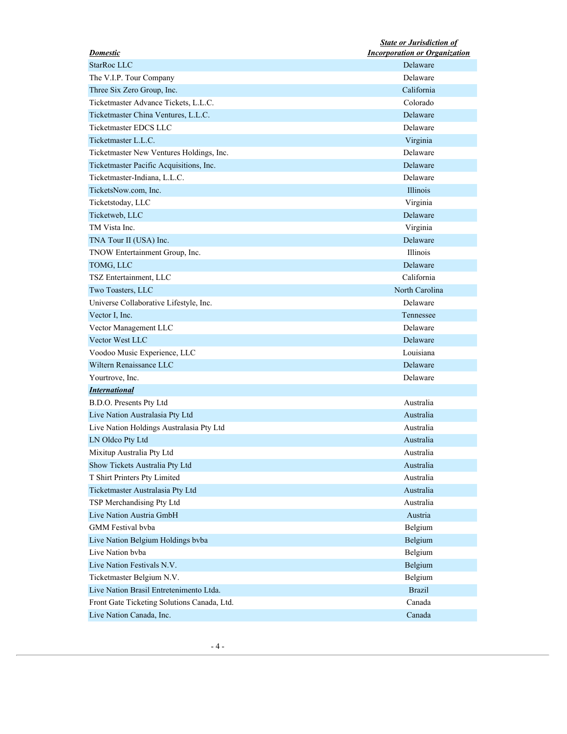| ***Domestic*** | ***State or Jurisdiction of Incorporation or Organization*** |
|---|---|
| StarRoc LLC | Delaware |
| The V.I.P. Tour Company | Delaware |
| Three Six Zero Group, Inc. | California |
| Ticketmaster Advance Tickets, L.L.C. | Colorado |
| Ticketmaster China Ventures, L.L.C. | Delaware |
| Ticketmaster EDCS LLC | Delaware |
| Ticketmaster L.L.C. | Virginia |
| Ticketmaster New Ventures Holdings, Inc. | Delaware |
| Ticketmaster Pacific Acquisitions, Inc. | Delaware |
| Ticketmaster-Indiana, L.L.C. | Delaware |
| TicketsNow.com, Inc. | Illinois |
| Ticketstoday, LLC | Virginia |
| Ticketweb, LLC | Delaware |
| TM Vista Inc. | Virginia |
| TNA Tour II (USA) Inc. | Delaware |
| TNOW Entertainment Group, Inc. | Illinois |
| TOMG, LLC | Delaware |
| TSZ Entertainment, LLC | California |
| Two Toasters, LLC | North Carolina |
| Universe Collaborative Lifestyle, Inc. | Delaware |
| Vector I, Inc. | Tennessee |
| Vector Management LLC | Delaware |
| Vector West LLC | Delaware |
| Voodoo Music Experience, LLC | Louisiana |
| Wiltern Renaissance LLC | Delaware |
| Yourtrove, Inc. | Delaware |
| ***International*** | |
| B.D.O. Presents Pty Ltd | Australia |
| Live Nation Australasia Pty Ltd | Australia |
| Live Nation Holdings Australasia Pty Ltd | Australia |
| LN Oldco Pty Ltd | Australia |
| Mixitup Australia Pty Ltd | Australia |
| Show Tickets Australia Pty Ltd | Australia |
| T Shirt Printers Pty Limited | Australia |
| Ticketmaster Australasia Pty Ltd | Australia |
| TSP Merchandising Pty Ltd | Australia |
| Live Nation Austria GmbH | Austria |
| GMM Festival bvba | Belgium |
| Live Nation Belgium Holdings bvba | Belgium |
| Live Nation bvba | Belgium |
| Live Nation Festivals N.V. | Belgium |
| Ticketmaster Belgium N.V. | Belgium |
| Live Nation Brasil Entretenimento Ltda. | Brazil |
| Front Gate Ticketing Solutions Canada, Ltd. | Canada |
| Live Nation Canada, Inc. | Canada |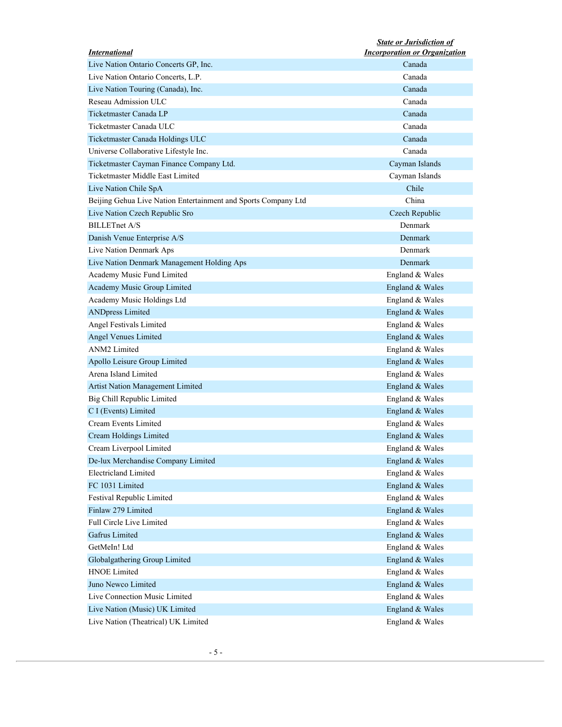| *International* | *State or Jurisdiction of Incorporation or Organization* |
|---|---|
| Live Nation Ontario Concerts GP, Inc. | Canada |
| Live Nation Ontario Concerts, L.P. | Canada |
| Live Nation Touring (Canada), Inc. | Canada |
| Reseau Admission ULC | Canada |
| Ticketmaster Canada LP | Canada |
| Ticketmaster Canada ULC | Canada |
| Ticketmaster Canada Holdings ULC | Canada |
| Universe Collaborative Lifestyle Inc. | Canada |
| Ticketmaster Cayman Finance Company Ltd. | Cayman Islands |
| Ticketmaster Middle East Limited | Cayman Islands |
| Live Nation Chile SpA | Chile |
| Beijing Gehua Live Nation Entertainment and Sports Company Ltd | China |
| Live Nation Czech Republic Sro | Czech Republic |
| BILLETnet A/S | Denmark |
| Danish Venue Enterprise A/S | Denmark |
| Live Nation Denmark Aps | Denmark |
| Live Nation Denmark Management Holding Aps | Denmark |
| Academy Music Fund Limited | England & Wales |
| Academy Music Group Limited | England & Wales |
| Academy Music Holdings Ltd | England & Wales |
| ANDpress Limited | England & Wales |
| Angel Festivals Limited | England & Wales |
| Angel Venues Limited | England & Wales |
| ANM2 Limited | England & Wales |
| Apollo Leisure Group Limited | England & Wales |
| Arena Island Limited | England & Wales |
| Artist Nation Management Limited | England & Wales |
| Big Chill Republic Limited | England & Wales |
| C I (Events) Limited | England & Wales |
| Cream Events Limited | England & Wales |
| Cream Holdings Limited | England & Wales |
| Cream Liverpool Limited | England & Wales |
| De-lux Merchandise Company Limited | England & Wales |
| Electricland Limited | England & Wales |
| FC 1031 Limited | England & Wales |
| Festival Republic Limited | England & Wales |
| Finlaw 279 Limited | England & Wales |
| Full Circle Live Limited | England & Wales |
| Gafrus Limited | England & Wales |
| GetMeIn! Ltd | England & Wales |
| Globalgathering Group Limited | England & Wales |
| HNOE Limited | England & Wales |
| Juno Newco Limited | England & Wales |
| Live Connection Music Limited | England & Wales |
| Live Nation (Music) UK Limited | England & Wales |
| Live Nation (Theatrical) UK Limited | England & Wales |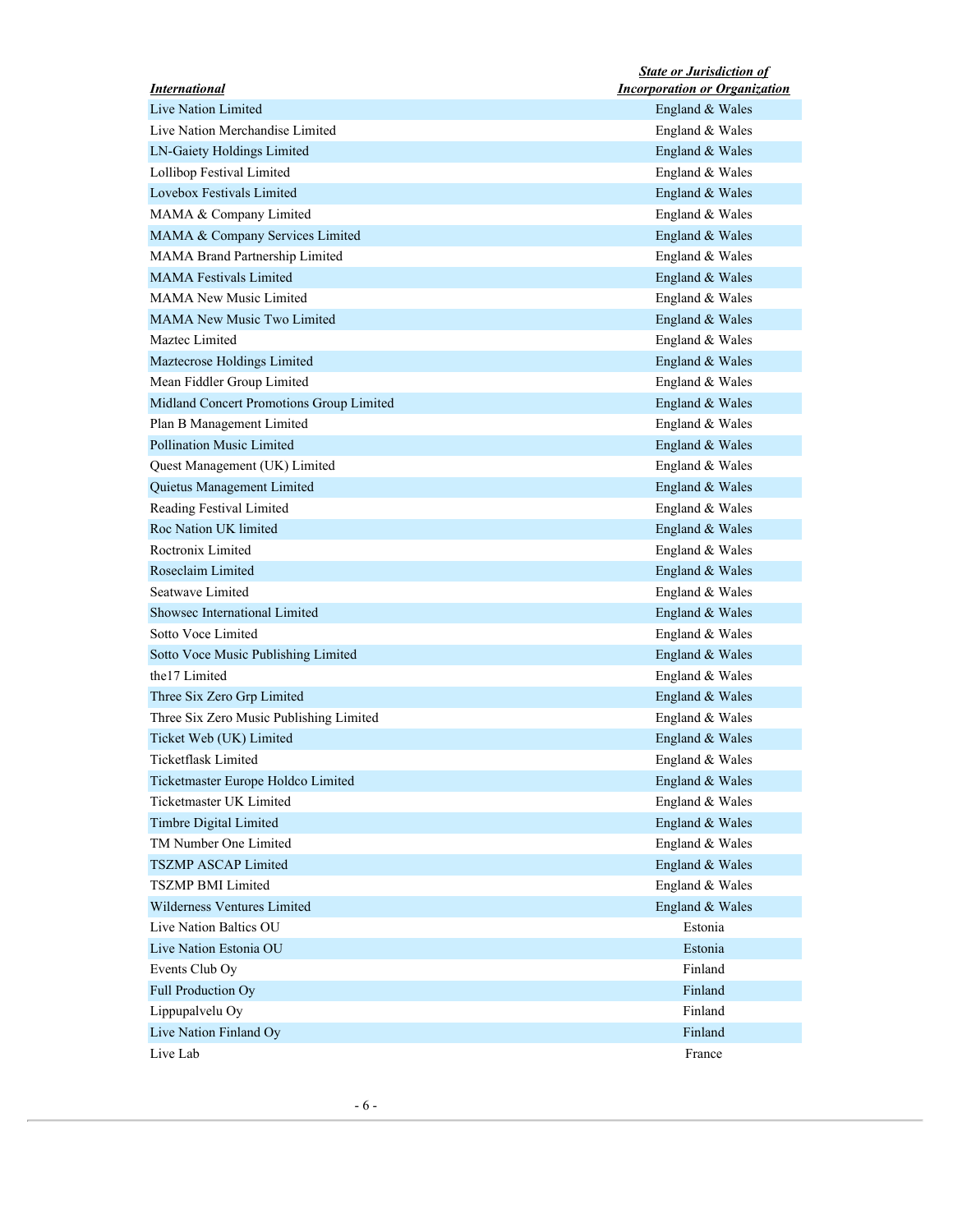| *International* | *State or Jurisdiction of Incorporation or Organization* |
| --- | --- |
| Live Nation Limited | England & Wales |
| Live Nation Merchandise Limited | England & Wales |
| LN-Gaiety Holdings Limited | England & Wales |
| Lollibop Festival Limited | England & Wales |
| Lovebox Festivals Limited | England & Wales |
| MAMA & Company Limited | England & Wales |
| MAMA & Company Services Limited | England & Wales |
| MAMA Brand Partnership Limited | England & Wales |
| MAMA Festivals Limited | England & Wales |
| MAMA New Music Limited | England & Wales |
| MAMA New Music Two Limited | England & Wales |
| Maztec Limited | England & Wales |
| Maztecrose Holdings Limited | England & Wales |
| Mean Fiddler Group Limited | England & Wales |
| Midland Concert Promotions Group Limited | England & Wales |
| Plan B Management Limited | England & Wales |
| Pollination Music Limited | England & Wales |
| Quest Management (UK) Limited | England & Wales |
| Quietus Management Limited | England & Wales |
| Reading Festival Limited | England & Wales |
| Roc Nation UK limited | England & Wales |
| Roctronix Limited | England & Wales |
| Roseclaim Limited | England & Wales |
| Seatwave Limited | England & Wales |
| Showsec International Limited | England & Wales |
| Sotto Voce Limited | England & Wales |
| Sotto Voce Music Publishing Limited | England & Wales |
| the17 Limited | England & Wales |
| Three Six Zero Grp Limited | England & Wales |
| Three Six Zero Music Publishing Limited | England & Wales |
| Ticket Web (UK) Limited | England & Wales |
| Ticketflask Limited | England & Wales |
| Ticketmaster Europe Holdco Limited | England & Wales |
| Ticketmaster UK Limited | England & Wales |
| Timbre Digital Limited | England & Wales |
| TM Number One Limited | England & Wales |
| TSZMP ASCAP Limited | England & Wales |
| TSZMP BMI Limited | England & Wales |
| Wilderness Ventures Limited | England & Wales |
| Live Nation Baltics OU | Estonia |
| Live Nation Estonia OU | Estonia |
| Events Club Oy | Finland |
| Full Production Oy | Finland |
| Lippupalvelu Oy | Finland |
| Live Nation Finland Oy | Finland |
| Live Lab | France |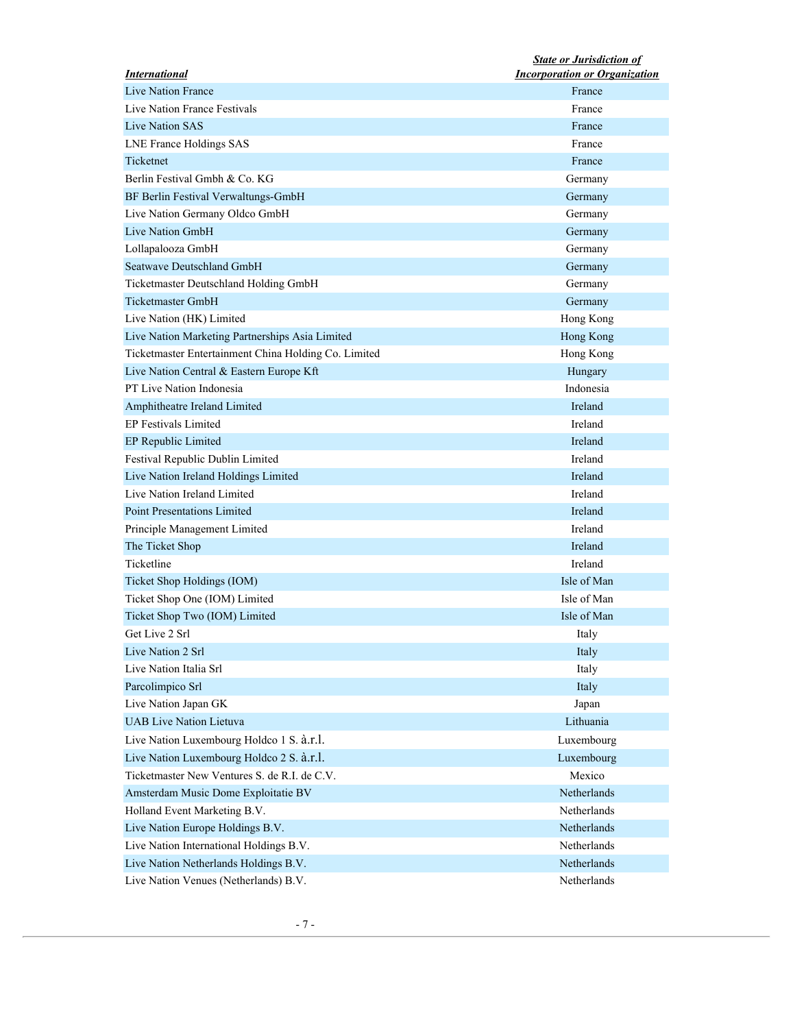| *International* | *State or Jurisdiction of Incorporation or Organization* |
|---|---|
| Live Nation France | France |
| Live Nation France Festivals | France |
| Live Nation SAS | France |
| LNE France Holdings SAS | France |
| Ticketnet | France |
| Berlin Festival Gmbh & Co. KG | Germany |
| BF Berlin Festival Verwaltungs-GmbH | Germany |
| Live Nation Germany Oldco GmbH | Germany |
| Live Nation GmbH | Germany |
| Lollapalooza GmbH | Germany |
| Seatwave Deutschland GmbH | Germany |
| Ticketmaster Deutschland Holding GmbH | Germany |
| Ticketmaster GmbH | Germany |
| Live Nation (HK) Limited | Hong Kong |
| Live Nation Marketing Partnerships Asia Limited | Hong Kong |
| Ticketmaster Entertainment China Holding Co. Limited | Hong Kong |
| Live Nation Central & Eastern Europe Kft | Hungary |
| PT Live Nation Indonesia | Indonesia |
| Amphitheatre Ireland Limited | Ireland |
| EP Festivals Limited | Ireland |
| EP Republic Limited | Ireland |
| Festival Republic Dublin Limited | Ireland |
| Live Nation Ireland Holdings Limited | Ireland |
| Live Nation Ireland Limited | Ireland |
| Point Presentations Limited | Ireland |
| Principle Management Limited | Ireland |
| The Ticket Shop | Ireland |
| Ticketline | Ireland |
| Ticket Shop Holdings (IOM) | Isle of Man |
| Ticket Shop One (IOM) Limited | Isle of Man |
| Ticket Shop Two (IOM) Limited | Isle of Man |
| Get Live 2 Srl | Italy |
| Live Nation 2 Srl | Italy |
| Live Nation Italia Srl | Italy |
| Parcolimpico Srl | Italy |
| Live Nation Japan GK | Japan |
| UAB Live Nation Lietuva | Lithuania |
| Live Nation Luxembourg Holdco 1 S. à.r.l. | Luxembourg |
| Live Nation Luxembourg Holdco 2 S. à.r.l. | Luxembourg |
| Ticketmaster New Ventures S. de R.I. de C.V. | Mexico |
| Amsterdam Music Dome Exploitatie BV | Netherlands |
| Holland Event Marketing B.V. | Netherlands |
| Live Nation Europe Holdings B.V. | Netherlands |
| Live Nation International Holdings B.V. | Netherlands |
| Live Nation Netherlands Holdings B.V. | Netherlands |
| Live Nation Venues (Netherlands) B.V. | Netherlands |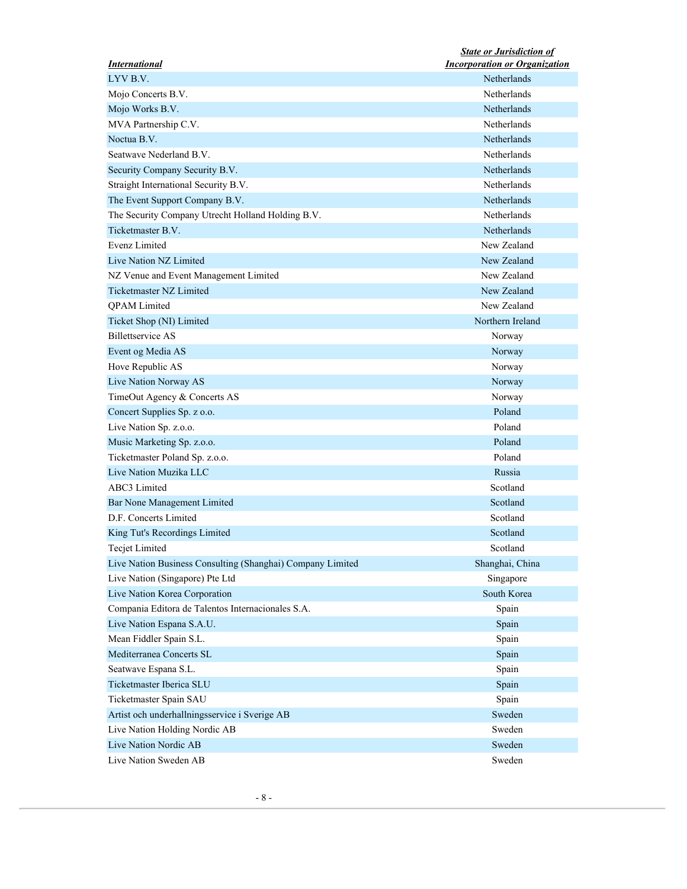| *International* | *State or Jurisdiction of Incorporation or Organization* |
| --- | --- |
| LYV B.V. | Netherlands |
| Mojo Concerts B.V. | Netherlands |
| Mojo Works B.V. | Netherlands |
| MVA Partnership C.V. | Netherlands |
| Noctua B.V. | Netherlands |
| Seatwave Nederland B.V. | Netherlands |
| Security Company Security B.V. | Netherlands |
| Straight International Security B.V. | Netherlands |
| The Event Support Company B.V. | Netherlands |
| The Security Company Utrecht Holland Holding B.V. | Netherlands |
| Ticketmaster B.V. | Netherlands |
| Evenz Limited | New Zealand |
| Live Nation NZ Limited | New Zealand |
| NZ Venue and Event Management Limited | New Zealand |
| Ticketmaster NZ Limited | New Zealand |
| QPAM Limited | New Zealand |
| Ticket Shop (NI) Limited | Northern Ireland |
| Billettservice AS | Norway |
| Event og Media AS | Norway |
| Hove Republic AS | Norway |
| Live Nation Norway AS | Norway |
| TimeOut Agency & Concerts AS | Norway |
| Concert Supplies Sp. z o.o. | Poland |
| Live Nation Sp. z.o.o. | Poland |
| Music Marketing Sp. z.o.o. | Poland |
| Ticketmaster Poland Sp. z.o.o. | Poland |
| Live Nation Muzika LLC | Russia |
| ABC3 Limited | Scotland |
| Bar None Management Limited | Scotland |
| D.F. Concerts Limited | Scotland |
| King Tut's Recordings Limited | Scotland |
| Tecjet Limited | Scotland |
| Live Nation Business Consulting (Shanghai) Company Limited | Shanghai, China |
| Live Nation (Singapore) Pte Ltd | Singapore |
| Live Nation Korea Corporation | South Korea |
| Compania Editora de Talentos Internacionales S.A. | Spain |
| Live Nation Espana S.A.U. | Spain |
| Mean Fiddler Spain S.L. | Spain |
| Mediterranea Concerts SL | Spain |
| Seatwave Espana S.L. | Spain |
| Ticketmaster Iberica SLU | Spain |
| Ticketmaster Spain SAU | Spain |
| Artist och underhallningsservice i Sverige AB | Sweden |
| Live Nation Holding Nordic AB | Sweden |
| Live Nation Nordic AB | Sweden |
| Live Nation Sweden AB | Sweden |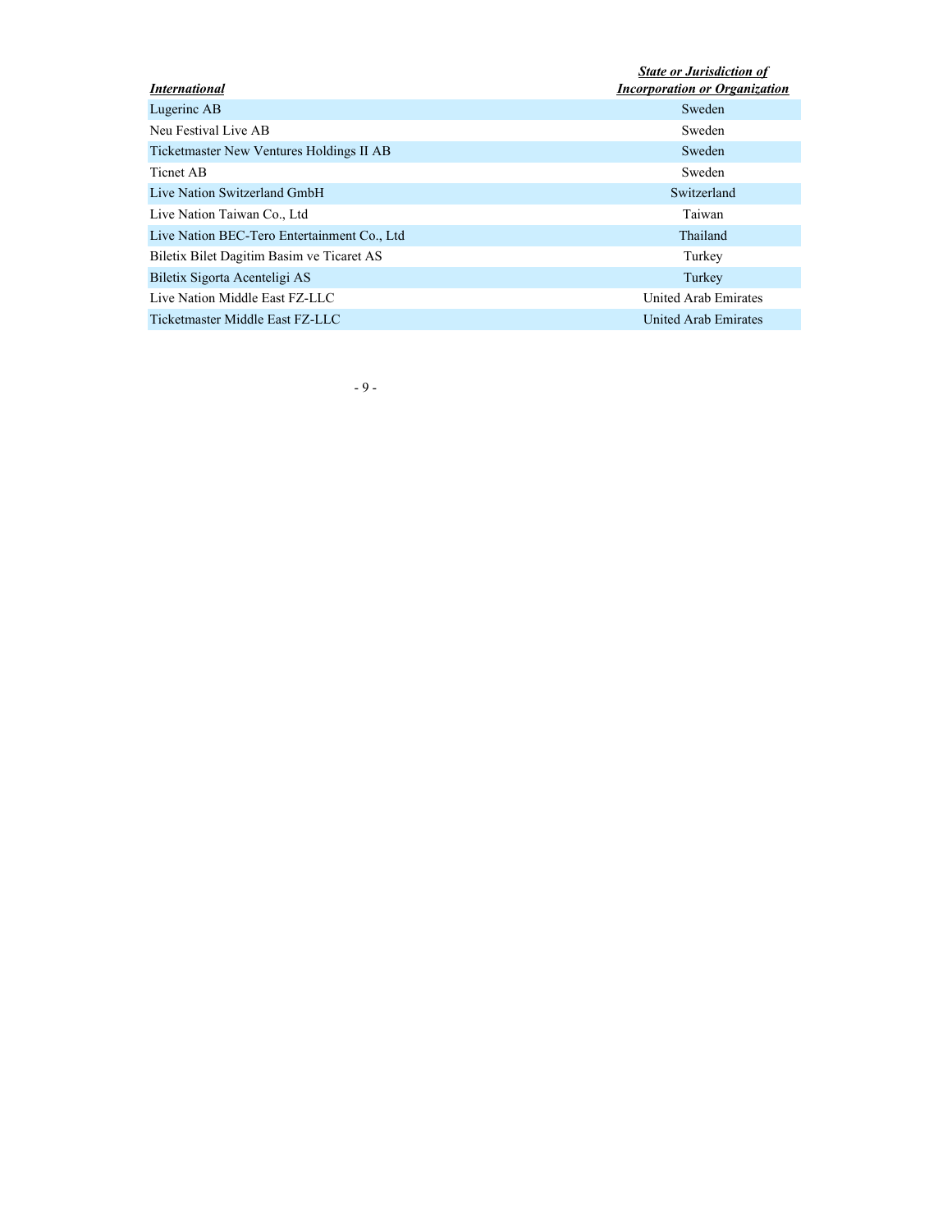| *International* | *State or Jurisdiction of Incorporation or Organization* |
|---|---|
| Lugerinc AB | Sweden |
| Neu Festival Live AB | Sweden |
| Ticketmaster New Ventures Holdings II AB | Sweden |
| Ticnet AB | Sweden |
| Live Nation Switzerland GmbH | Switzerland |
| Live Nation Taiwan Co., Ltd | Taiwan |
| Live Nation BEC-Tero Entertainment Co., Ltd | Thailand |
| Biletix Bilet Dagitim Basim ve Ticaret AS | Turkey |
| Biletix Sigorta Acenteligi AS | Turkey |
| Live Nation Middle East FZ-LLC | United Arab Emirates |
| Ticketmaster Middle East FZ-LLC | United Arab Emirates |